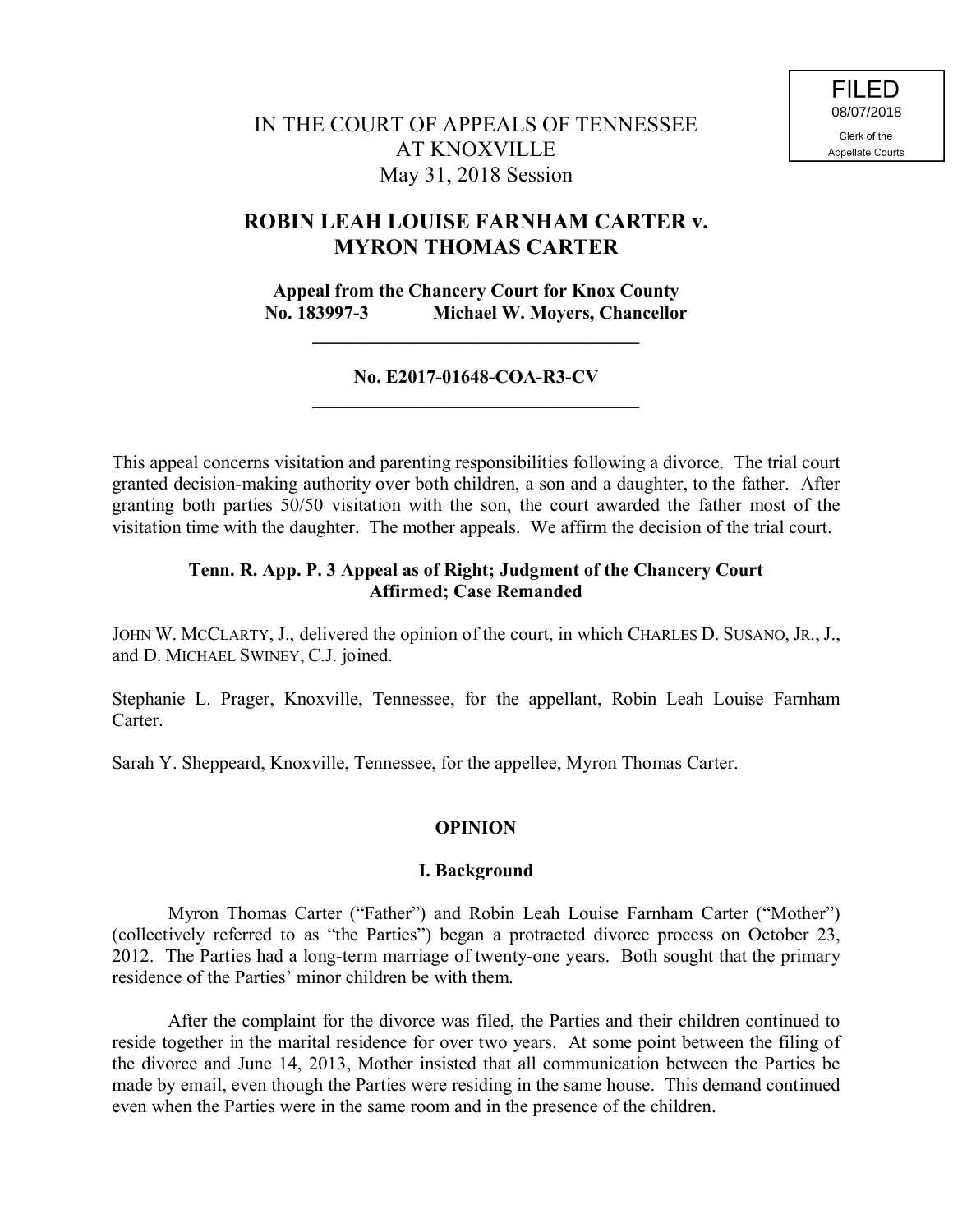FILED
08/07/2018
Clerk of the
Appellate Courts

IN THE COURT OF APPEALS OF TENNESSEE
AT KNOXVILLE
May 31, 2018 Session

# ROBIN LEAH LOUISE FARNHAM CARTER v. MYRON THOMAS CARTER

**Appeal from the Chancery Court for Knox County**
**No. 183997-3 Michael W. Moyers, Chancellor**

---

**No. E2017-01648-COA-R3-CV**

---

This appeal concerns visitation and parenting responsibilities following a divorce. The trial court granted decision-making authority over both children, a son and a daughter, to the father. After granting both parties 50/50 visitation with the son, the court awarded the father most of the visitation time with the daughter. The mother appeals. We affirm the decision of the trial court.

**Tenn. R. App. P. 3 Appeal as of Right; Judgment of the Chancery Court Affirmed; Case Remanded**

JOHN W. MCCLARTY, J., delivered the opinion of the court, in which CHARLES D. SUSANO, JR., J., and D. MICHAEL SWINEY, C.J. joined.

Stephanie L. Prager, Knoxville, Tennessee, for the appellant, Robin Leah Louise Farnham Carter.

Sarah Y. Sheppeard, Knoxville, Tennessee, for the appellee, Myron Thomas Carter.

## OPINION

### I. Background

Myron Thomas Carter ("Father") and Robin Leah Louise Farnham Carter ("Mother") (collectively referred to as "the Parties") began a protracted divorce process on October 23, 2012. The Parties had a long-term marriage of twenty-one years. Both sought that the primary residence of the Parties' minor children be with them.

After the complaint for the divorce was filed, the Parties and their children continued to reside together in the marital residence for over two years. At some point between the filing of the divorce and June 14, 2013, Mother insisted that all communication between the Parties be made by email, even though the Parties were residing in the same house. This demand continued even when the Parties were in the same room and in the presence of the children.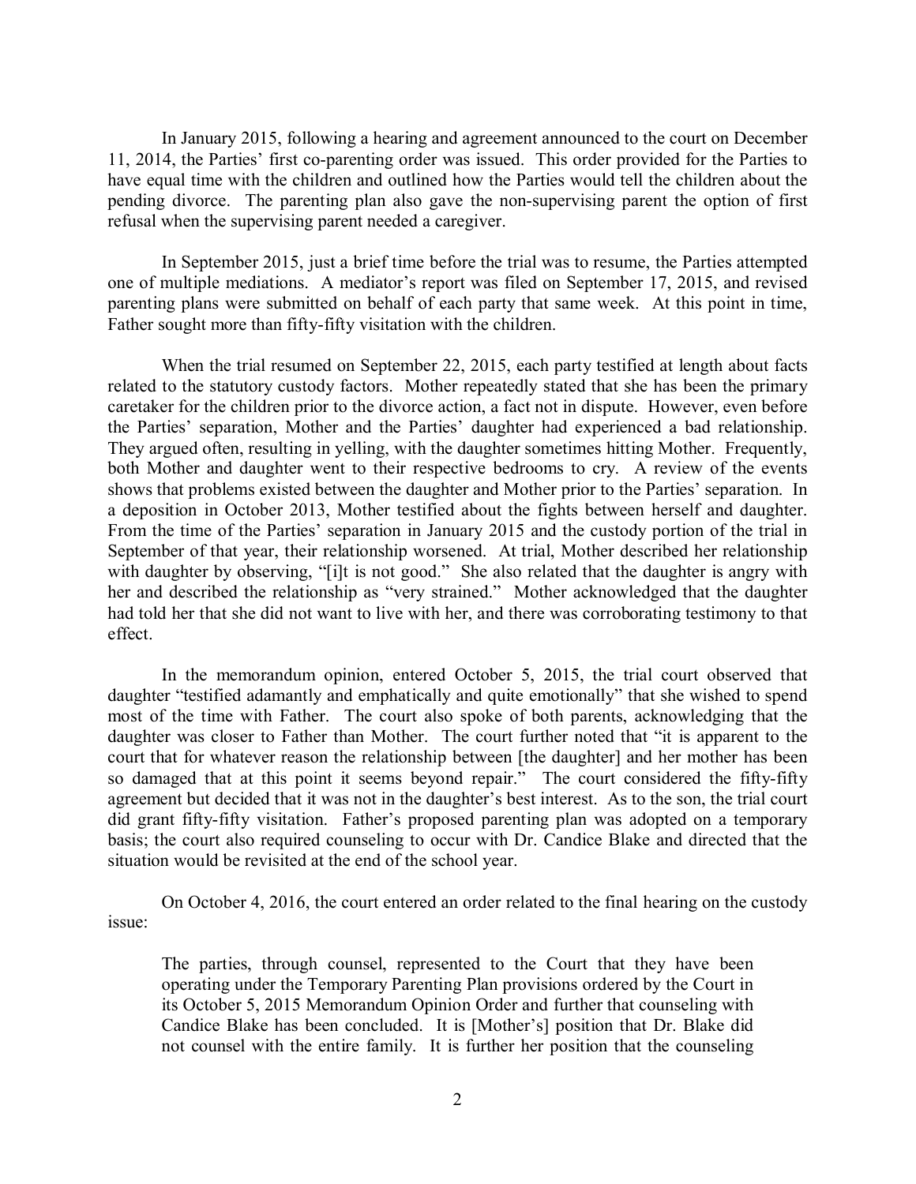In January 2015, following a hearing and agreement announced to the court on December 11, 2014, the Parties' first co-parenting order was issued. This order provided for the Parties to have equal time with the children and outlined how the Parties would tell the children about the pending divorce. The parenting plan also gave the non-supervising parent the option of first refusal when the supervising parent needed a caregiver.

In September 2015, just a brief time before the trial was to resume, the Parties attempted one of multiple mediations. A mediator's report was filed on September 17, 2015, and revised parenting plans were submitted on behalf of each party that same week. At this point in time, Father sought more than fifty-fifty visitation with the children.

When the trial resumed on September 22, 2015, each party testified at length about facts related to the statutory custody factors. Mother repeatedly stated that she has been the primary caretaker for the children prior to the divorce action, a fact not in dispute. However, even before the Parties' separation, Mother and the Parties' daughter had experienced a bad relationship. They argued often, resulting in yelling, with the daughter sometimes hitting Mother. Frequently, both Mother and daughter went to their respective bedrooms to cry. A review of the events shows that problems existed between the daughter and Mother prior to the Parties' separation. In a deposition in October 2013, Mother testified about the fights between herself and daughter. From the time of the Parties' separation in January 2015 and the custody portion of the trial in September of that year, their relationship worsened. At trial, Mother described her relationship with daughter by observing, "[i]t is not good." She also related that the daughter is angry with her and described the relationship as "very strained." Mother acknowledged that the daughter had told her that she did not want to live with her, and there was corroborating testimony to that effect.

In the memorandum opinion, entered October 5, 2015, the trial court observed that daughter "testified adamantly and emphatically and quite emotionally" that she wished to spend most of the time with Father. The court also spoke of both parents, acknowledging that the daughter was closer to Father than Mother. The court further noted that "it is apparent to the court that for whatever reason the relationship between [the daughter] and her mother has been so damaged that at this point it seems beyond repair." The court considered the fifty-fifty agreement but decided that it was not in the daughter's best interest. As to the son, the trial court did grant fifty-fifty visitation. Father's proposed parenting plan was adopted on a temporary basis; the court also required counseling to occur with Dr. Candice Blake and directed that the situation would be revisited at the end of the school year.

On October 4, 2016, the court entered an order related to the final hearing on the custody issue:

> The parties, through counsel, represented to the Court that they have been operating under the Temporary Parenting Plan provisions ordered by the Court in its October 5, 2015 Memorandum Opinion Order and further that counseling with Candice Blake has been concluded. It is [Mother's] position that Dr. Blake did not counsel with the entire family. It is further her position that the counseling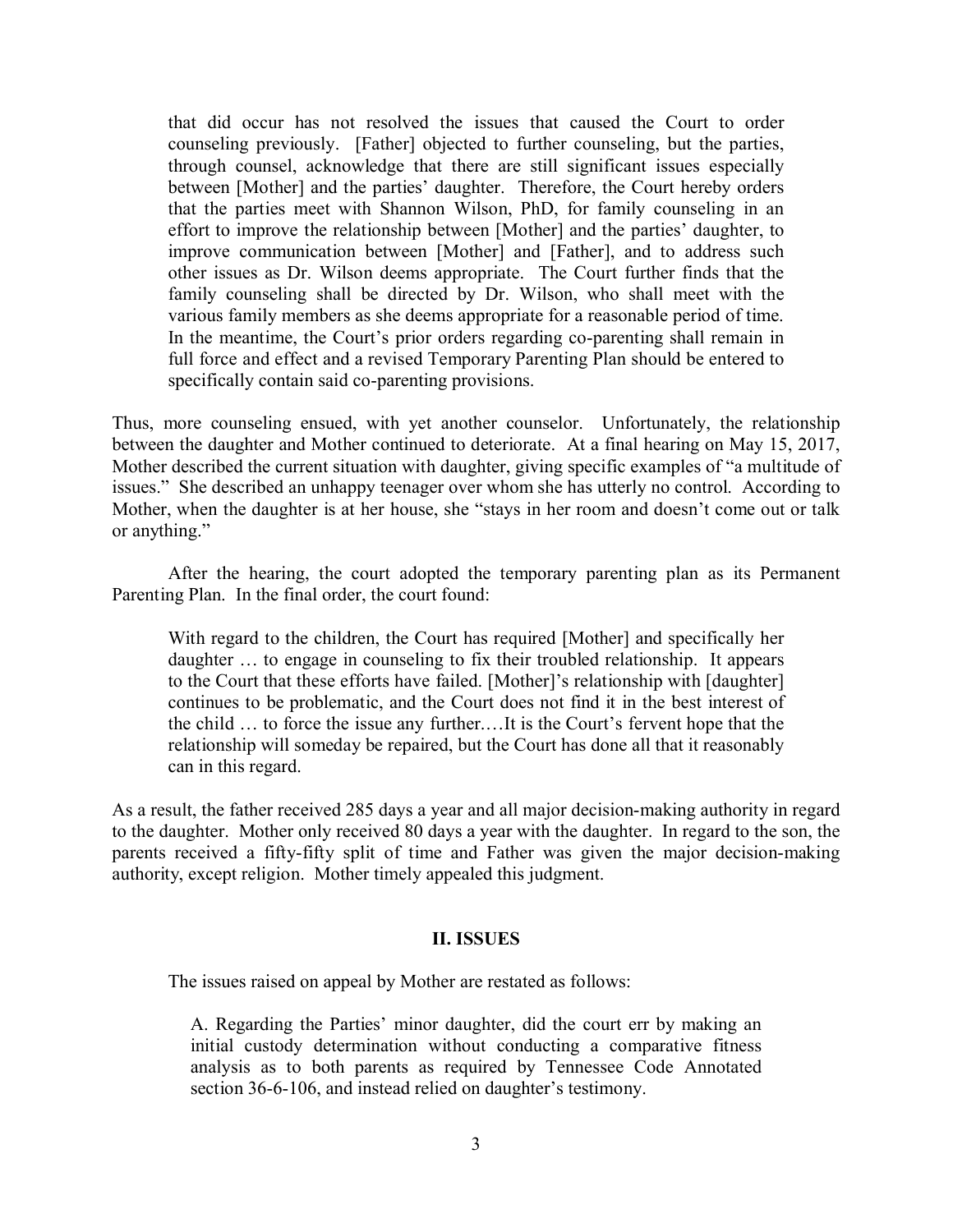> that did occur has not resolved the issues that caused the Court to order counseling previously. [Father] objected to further counseling, but the parties, through counsel, acknowledge that there are still significant issues especially between [Mother] and the parties' daughter. Therefore, the Court hereby orders that the parties meet with Shannon Wilson, PhD, for family counseling in an effort to improve the relationship between [Mother] and the parties' daughter, to improve communication between [Mother] and [Father], and to address such other issues as Dr. Wilson deems appropriate. The Court further finds that the family counseling shall be directed by Dr. Wilson, who shall meet with the various family members as she deems appropriate for a reasonable period of time. In the meantime, the Court's prior orders regarding co-parenting shall remain in full force and effect and a revised Temporary Parenting Plan should be entered to specifically contain said co-parenting provisions.

Thus, more counseling ensued, with yet another counselor. Unfortunately, the relationship between the daughter and Mother continued to deteriorate. At a final hearing on May 15, 2017, Mother described the current situation with daughter, giving specific examples of "a multitude of issues." She described an unhappy teenager over whom she has utterly no control. According to Mother, when the daughter is at her house, she "stays in her room and doesn't come out or talk or anything."

After the hearing, the court adopted the temporary parenting plan as its Permanent Parenting Plan. In the final order, the court found:

> With regard to the children, the Court has required [Mother] and specifically her daughter … to engage in counseling to fix their troubled relationship. It appears to the Court that these efforts have failed. [Mother]'s relationship with [daughter] continues to be problematic, and the Court does not find it in the best interest of the child … to force the issue any further.…It is the Court's fervent hope that the relationship will someday be repaired, but the Court has done all that it reasonably can in this regard.

As a result, the father received 285 days a year and all major decision-making authority in regard to the daughter. Mother only received 80 days a year with the daughter. In regard to the son, the parents received a fifty-fifty split of time and Father was given the major decision-making authority, except religion. Mother timely appealed this judgment.

## II. ISSUES

The issues raised on appeal by Mother are restated as follows:

> A. Regarding the Parties' minor daughter, did the court err by making an initial custody determination without conducting a comparative fitness analysis as to both parents as required by Tennessee Code Annotated section 36-6-106, and instead relied on daughter's testimony.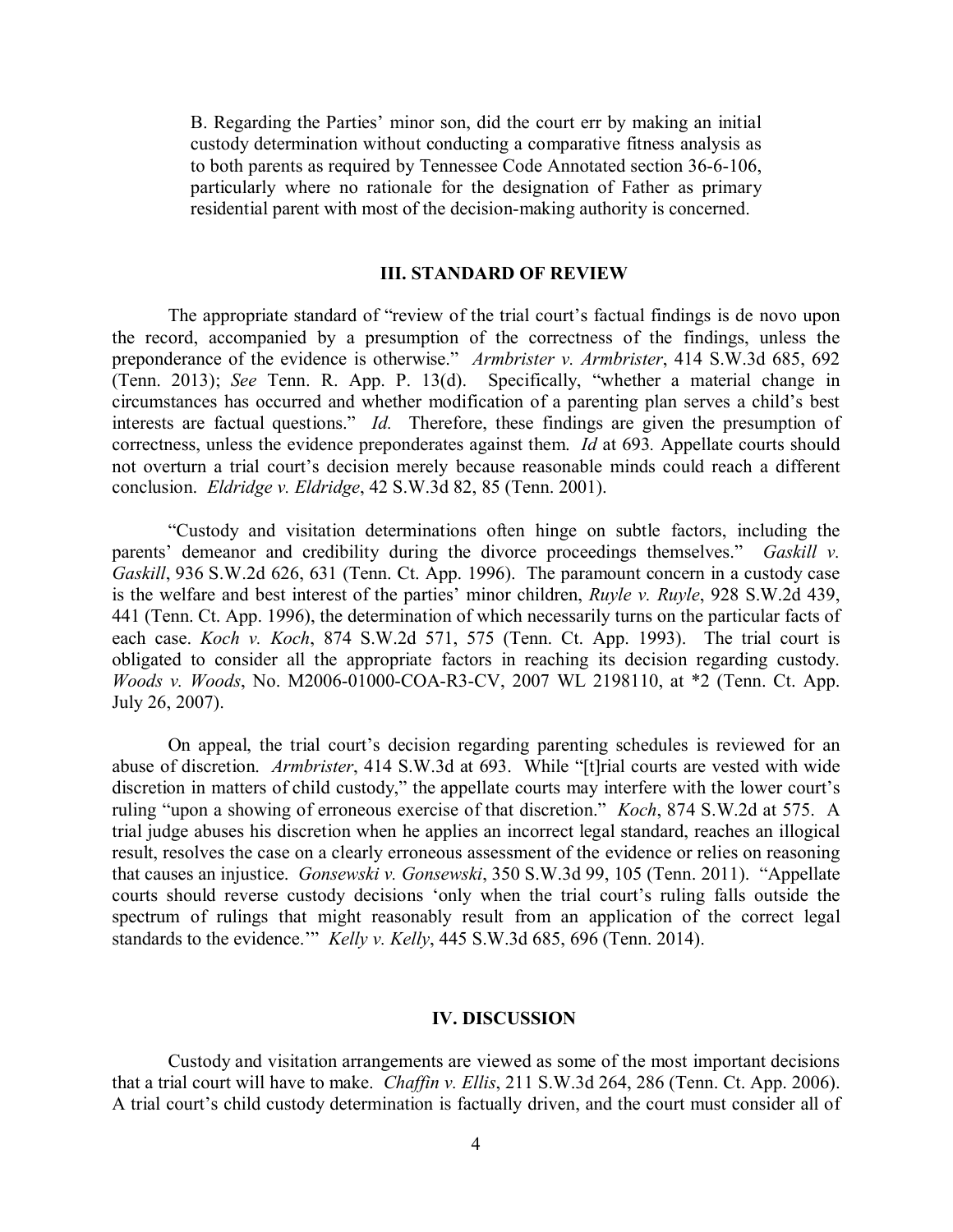B. Regarding the Parties' minor son, did the court err by making an initial custody determination without conducting a comparative fitness analysis as to both parents as required by Tennessee Code Annotated section 36-6-106, particularly where no rationale for the designation of Father as primary residential parent with most of the decision-making authority is concerned.

## III. STANDARD OF REVIEW

The appropriate standard of "review of the trial court's factual findings is de novo upon the record, accompanied by a presumption of the correctness of the findings, unless the preponderance of the evidence is otherwise." *Armbrister v. Armbrister*, 414 S.W.3d 685, 692 (Tenn. 2013); *See* Tenn. R. App. P. 13(d). Specifically, "whether a material change in circumstances has occurred and whether modification of a parenting plan serves a child's best interests are factual questions." *Id.* Therefore, these findings are given the presumption of correctness, unless the evidence preponderates against them. *Id* at 693. Appellate courts should not overturn a trial court's decision merely because reasonable minds could reach a different conclusion. *Eldridge v. Eldridge*, 42 S.W.3d 82, 85 (Tenn. 2001).

"Custody and visitation determinations often hinge on subtle factors, including the parents' demeanor and credibility during the divorce proceedings themselves." *Gaskill v. Gaskill*, 936 S.W.2d 626, 631 (Tenn. Ct. App. 1996). The paramount concern in a custody case is the welfare and best interest of the parties' minor children, *Ruyle v. Ruyle*, 928 S.W.2d 439, 441 (Tenn. Ct. App. 1996), the determination of which necessarily turns on the particular facts of each case. *Koch v. Koch*, 874 S.W.2d 571, 575 (Tenn. Ct. App. 1993). The trial court is obligated to consider all the appropriate factors in reaching its decision regarding custody. *Woods v. Woods*, No. M2006-01000-COA-R3-CV, 2007 WL 2198110, at *2 (Tenn. Ct. App. July 26, 2007).

On appeal, the trial court's decision regarding parenting schedules is reviewed for an abuse of discretion. *Armbrister*, 414 S.W.3d at 693. While "[t]rial courts are vested with wide discretion in matters of child custody," the appellate courts may interfere with the lower court's ruling "upon a showing of erroneous exercise of that discretion." *Koch*, 874 S.W.2d at 575. A trial judge abuses his discretion when he applies an incorrect legal standard, reaches an illogical result, resolves the case on a clearly erroneous assessment of the evidence or relies on reasoning that causes an injustice. *Gonsewski v. Gonsewski*, 350 S.W.3d 99, 105 (Tenn. 2011). "Appellate courts should reverse custody decisions 'only when the trial court's ruling falls outside the spectrum of rulings that might reasonably result from an application of the correct legal standards to the evidence.'" *Kelly v. Kelly*, 445 S.W.3d 685, 696 (Tenn. 2014).

## IV. DISCUSSION

Custody and visitation arrangements are viewed as some of the most important decisions that a trial court will have to make. *Chaffin v. Ellis*, 211 S.W.3d 264, 286 (Tenn. Ct. App. 2006). A trial court's child custody determination is factually driven, and the court must consider all of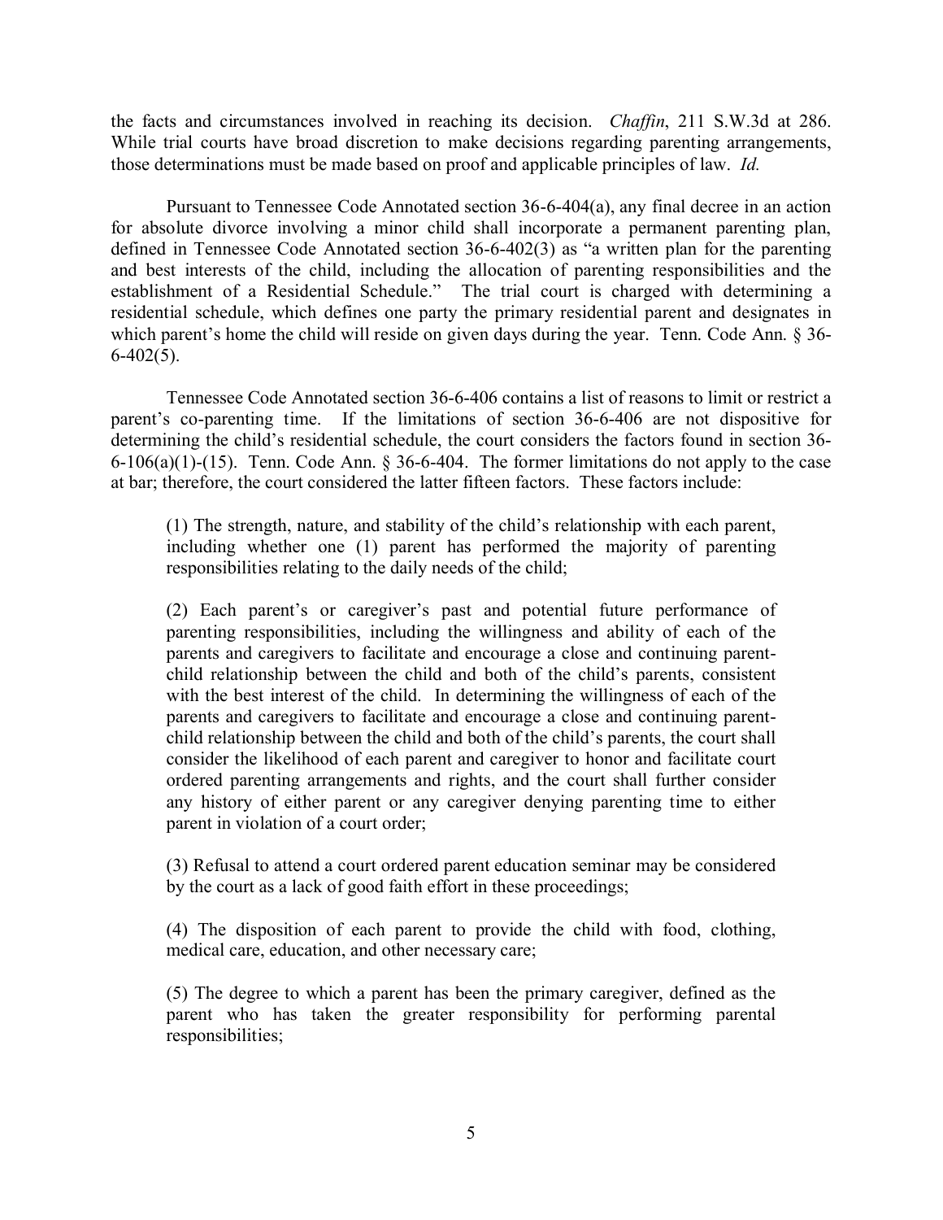the facts and circumstances involved in reaching its decision. *Chaffin*, 211 S.W.3d at 286. While trial courts have broad discretion to make decisions regarding parenting arrangements, those determinations must be made based on proof and applicable principles of law. *Id.*

Pursuant to Tennessee Code Annotated section 36-6-404(a), any final decree in an action for absolute divorce involving a minor child shall incorporate a permanent parenting plan, defined in Tennessee Code Annotated section 36-6-402(3) as "a written plan for the parenting and best interests of the child, including the allocation of parenting responsibilities and the establishment of a Residential Schedule." The trial court is charged with determining a residential schedule, which defines one party the primary residential parent and designates in which parent's home the child will reside on given days during the year. Tenn. Code Ann. § 36-6-402(5).

Tennessee Code Annotated section 36-6-406 contains a list of reasons to limit or restrict a parent's co-parenting time. If the limitations of section 36-6-406 are not dispositive for determining the child's residential schedule, the court considers the factors found in section 36-6-106(a)(1)-(15). Tenn. Code Ann. § 36-6-404. The former limitations do not apply to the case at bar; therefore, the court considered the latter fifteen factors. These factors include:

> (1) The strength, nature, and stability of the child's relationship with each parent, including whether one (1) parent has performed the majority of parenting responsibilities relating to the daily needs of the child;
>
> (2) Each parent's or caregiver's past and potential future performance of parenting responsibilities, including the willingness and ability of each of the parents and caregivers to facilitate and encourage a close and continuing parent-child relationship between the child and both of the child's parents, consistent with the best interest of the child. In determining the willingness of each of the parents and caregivers to facilitate and encourage a close and continuing parent-child relationship between the child and both of the child's parents, the court shall consider the likelihood of each parent and caregiver to honor and facilitate court ordered parenting arrangements and rights, and the court shall further consider any history of either parent or any caregiver denying parenting time to either parent in violation of a court order;
>
> (3) Refusal to attend a court ordered parent education seminar may be considered by the court as a lack of good faith effort in these proceedings;
>
> (4) The disposition of each parent to provide the child with food, clothing, medical care, education, and other necessary care;
>
> (5) The degree to which a parent has been the primary caregiver, defined as the parent who has taken the greater responsibility for performing parental responsibilities;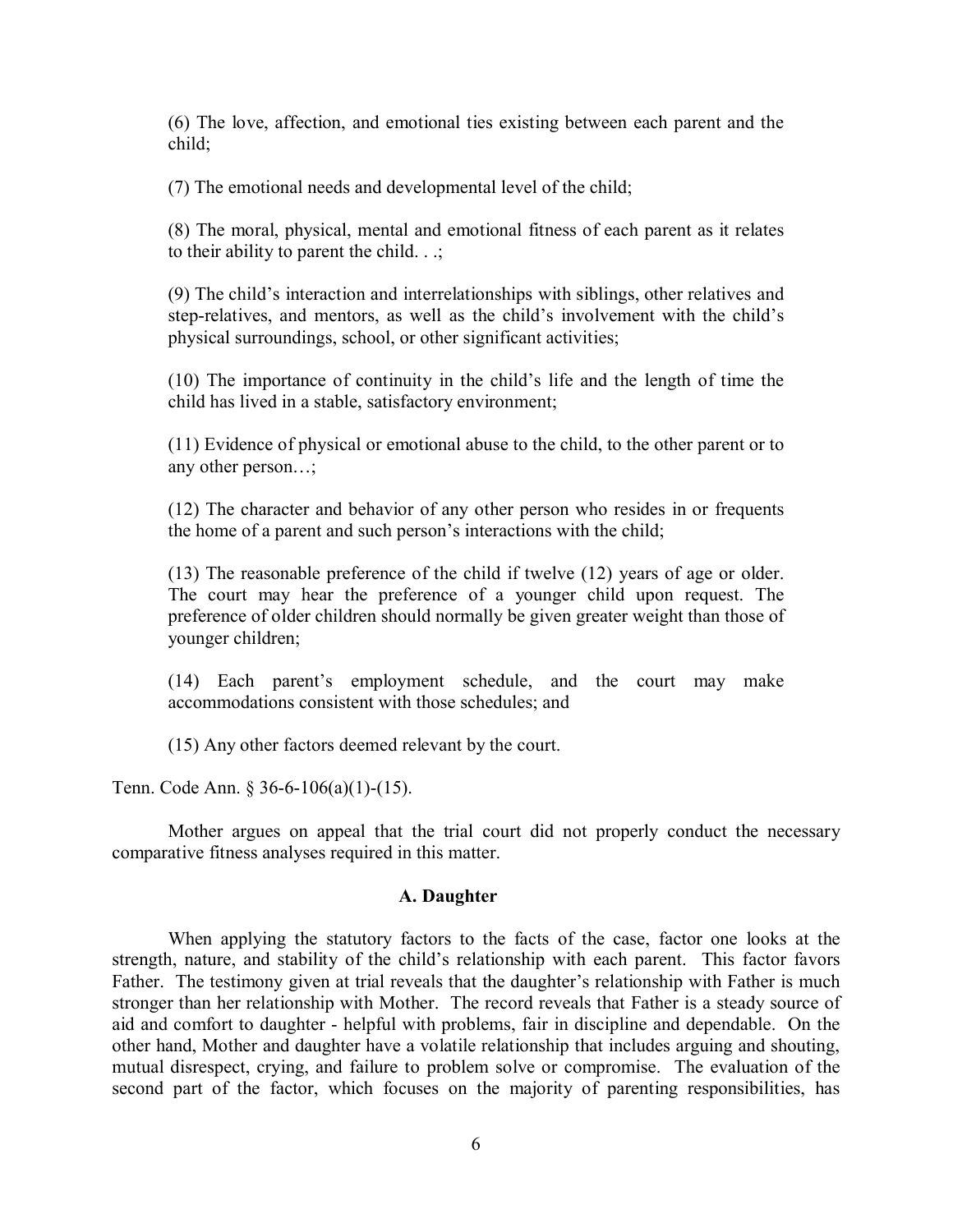(6) The love, affection, and emotional ties existing between each parent and the child;

(7) The emotional needs and developmental level of the child;

(8) The moral, physical, mental and emotional fitness of each parent as it relates to their ability to parent the child. . .;

(9) The child's interaction and interrelationships with siblings, other relatives and step-relatives, and mentors, as well as the child's involvement with the child's physical surroundings, school, or other significant activities;

(10) The importance of continuity in the child's life and the length of time the child has lived in a stable, satisfactory environment;

(11) Evidence of physical or emotional abuse to the child, to the other parent or to any other person…;

(12) The character and behavior of any other person who resides in or frequents the home of a parent and such person's interactions with the child;

(13) The reasonable preference of the child if twelve (12) years of age or older. The court may hear the preference of a younger child upon request. The preference of older children should normally be given greater weight than those of younger children;

(14) Each parent's employment schedule, and the court may make accommodations consistent with those schedules; and

(15) Any other factors deemed relevant by the court.

Tenn. Code Ann. § 36-6-106(a)(1)-(15).

Mother argues on appeal that the trial court did not properly conduct the necessary comparative fitness analyses required in this matter.

**A. Daughter**

When applying the statutory factors to the facts of the case, factor one looks at the strength, nature, and stability of the child's relationship with each parent. This factor favors Father. The testimony given at trial reveals that the daughter's relationship with Father is much stronger than her relationship with Mother. The record reveals that Father is a steady source of aid and comfort to daughter - helpful with problems, fair in discipline and dependable. On the other hand, Mother and daughter have a volatile relationship that includes arguing and shouting, mutual disrespect, crying, and failure to problem solve or compromise. The evaluation of the second part of the factor, which focuses on the majority of parenting responsibilities, has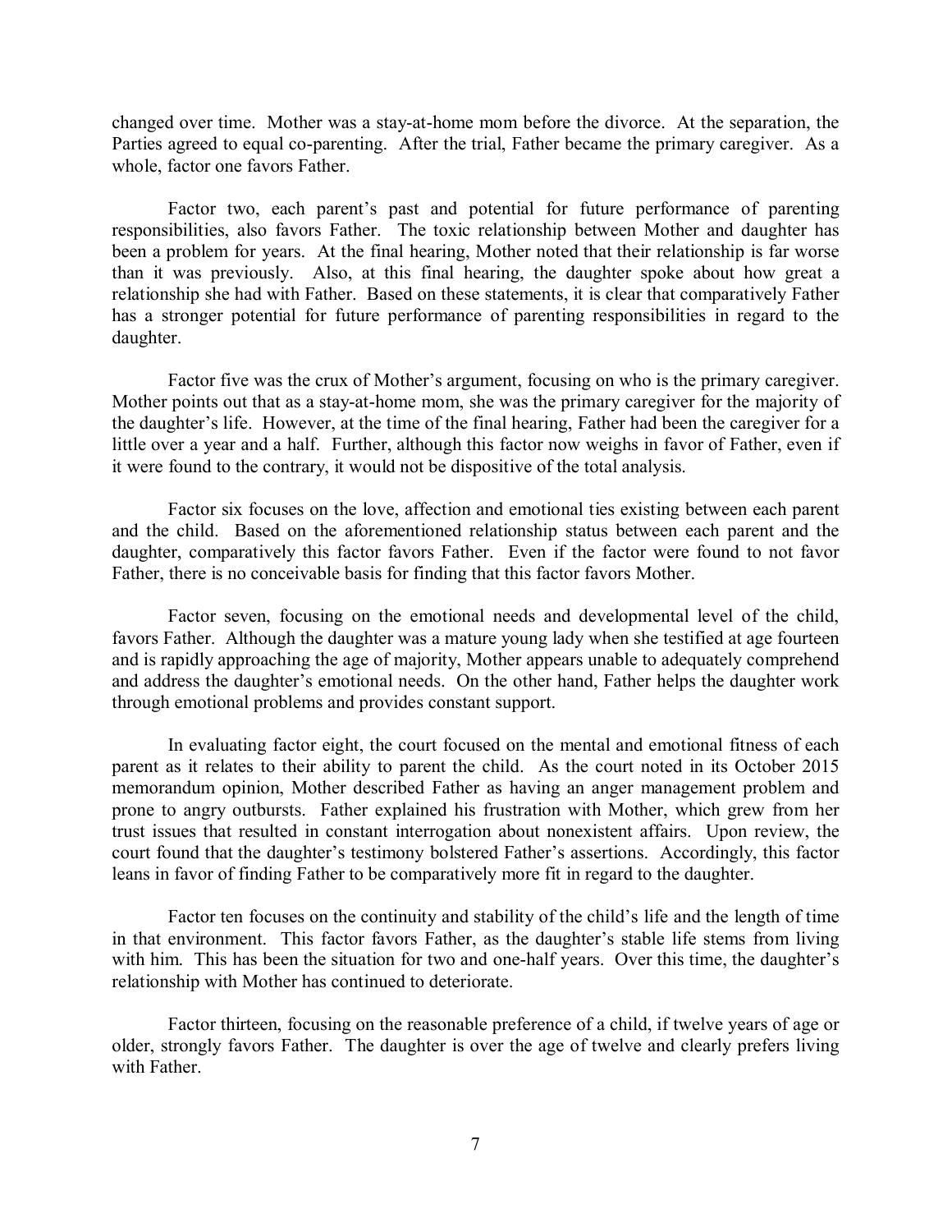changed over time. Mother was a stay-at-home mom before the divorce. At the separation, the Parties agreed to equal co-parenting. After the trial, Father became the primary caregiver. As a whole, factor one favors Father.

Factor two, each parent's past and potential for future performance of parenting responsibilities, also favors Father. The toxic relationship between Mother and daughter has been a problem for years. At the final hearing, Mother noted that their relationship is far worse than it was previously. Also, at this final hearing, the daughter spoke about how great a relationship she had with Father. Based on these statements, it is clear that comparatively Father has a stronger potential for future performance of parenting responsibilities in regard to the daughter.

Factor five was the crux of Mother's argument, focusing on who is the primary caregiver. Mother points out that as a stay-at-home mom, she was the primary caregiver for the majority of the daughter's life. However, at the time of the final hearing, Father had been the caregiver for a little over a year and a half. Further, although this factor now weighs in favor of Father, even if it were found to the contrary, it would not be dispositive of the total analysis.

Factor six focuses on the love, affection and emotional ties existing between each parent and the child. Based on the aforementioned relationship status between each parent and the daughter, comparatively this factor favors Father. Even if the factor were found to not favor Father, there is no conceivable basis for finding that this factor favors Mother.

Factor seven, focusing on the emotional needs and developmental level of the child, favors Father. Although the daughter was a mature young lady when she testified at age fourteen and is rapidly approaching the age of majority, Mother appears unable to adequately comprehend and address the daughter's emotional needs. On the other hand, Father helps the daughter work through emotional problems and provides constant support.

In evaluating factor eight, the court focused on the mental and emotional fitness of each parent as it relates to their ability to parent the child. As the court noted in its October 2015 memorandum opinion, Mother described Father as having an anger management problem and prone to angry outbursts. Father explained his frustration with Mother, which grew from her trust issues that resulted in constant interrogation about nonexistent affairs. Upon review, the court found that the daughter's testimony bolstered Father's assertions. Accordingly, this factor leans in favor of finding Father to be comparatively more fit in regard to the daughter.

Factor ten focuses on the continuity and stability of the child's life and the length of time in that environment. This factor favors Father, as the daughter's stable life stems from living with him. This has been the situation for two and one-half years. Over this time, the daughter's relationship with Mother has continued to deteriorate.

Factor thirteen, focusing on the reasonable preference of a child, if twelve years of age or older, strongly favors Father. The daughter is over the age of twelve and clearly prefers living with Father.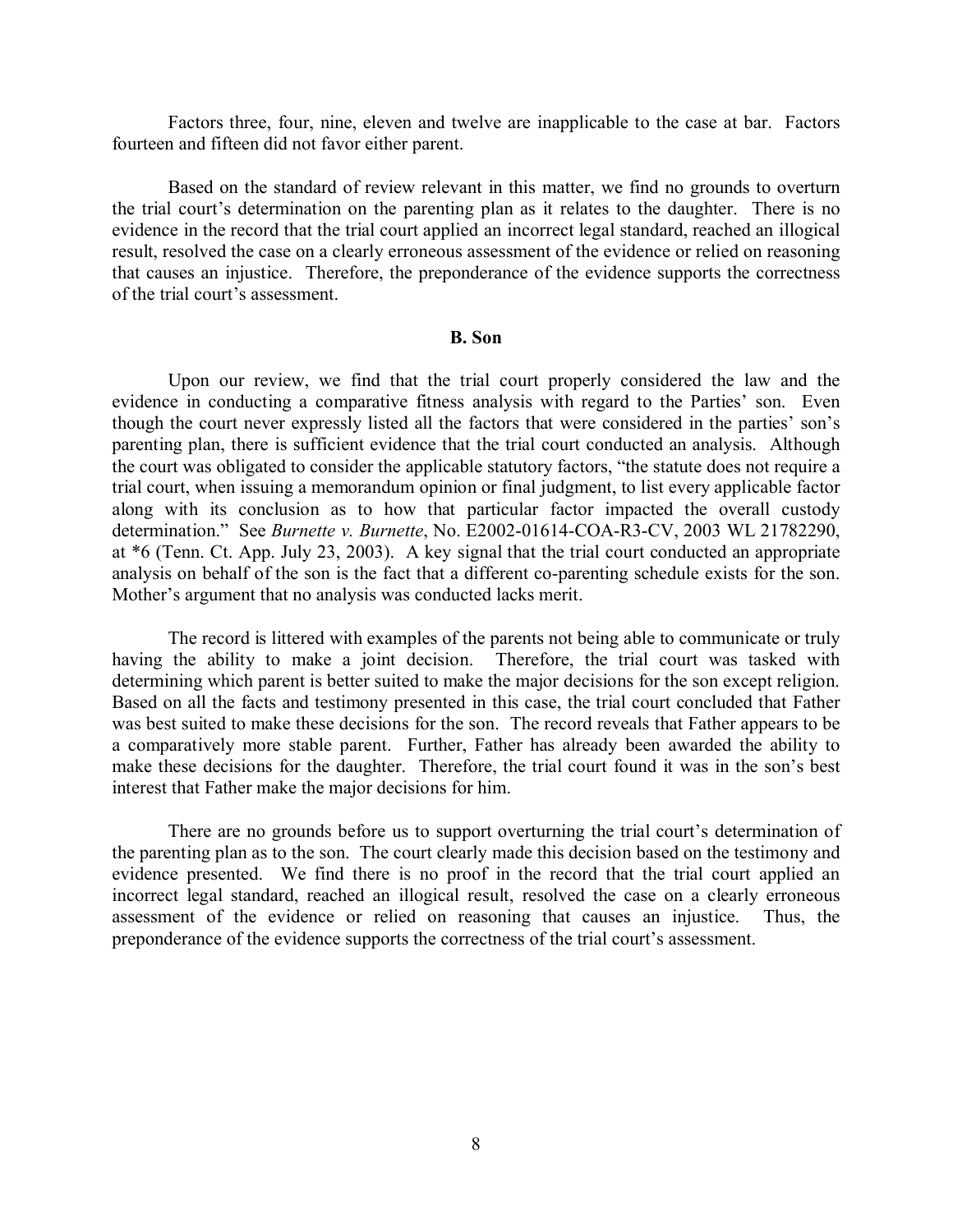Factors three, four, nine, eleven and twelve are inapplicable to the case at bar. Factors fourteen and fifteen did not favor either parent.

Based on the standard of review relevant in this matter, we find no grounds to overturn the trial court's determination on the parenting plan as it relates to the daughter. There is no evidence in the record that the trial court applied an incorrect legal standard, reached an illogical result, resolved the case on a clearly erroneous assessment of the evidence or relied on reasoning that causes an injustice. Therefore, the preponderance of the evidence supports the correctness of the trial court's assessment.

### B. Son

Upon our review, we find that the trial court properly considered the law and the evidence in conducting a comparative fitness analysis with regard to the Parties' son. Even though the court never expressly listed all the factors that were considered in the parties' son's parenting plan, there is sufficient evidence that the trial court conducted an analysis. Although the court was obligated to consider the applicable statutory factors, "the statute does not require a trial court, when issuing a memorandum opinion or final judgment, to list every applicable factor along with its conclusion as to how that particular factor impacted the overall custody determination." See *Burnette v. Burnette*, No. E2002-01614-COA-R3-CV, 2003 WL 21782290, at *6 (Tenn. Ct. App. July 23, 2003). A key signal that the trial court conducted an appropriate analysis on behalf of the son is the fact that a different co-parenting schedule exists for the son. Mother's argument that no analysis was conducted lacks merit.

The record is littered with examples of the parents not being able to communicate or truly having the ability to make a joint decision. Therefore, the trial court was tasked with determining which parent is better suited to make the major decisions for the son except religion. Based on all the facts and testimony presented in this case, the trial court concluded that Father was best suited to make these decisions for the son. The record reveals that Father appears to be a comparatively more stable parent. Further, Father has already been awarded the ability to make these decisions for the daughter. Therefore, the trial court found it was in the son's best interest that Father make the major decisions for him.

There are no grounds before us to support overturning the trial court's determination of the parenting plan as to the son. The court clearly made this decision based on the testimony and evidence presented. We find there is no proof in the record that the trial court applied an incorrect legal standard, reached an illogical result, resolved the case on a clearly erroneous assessment of the evidence or relied on reasoning that causes an injustice. Thus, the preponderance of the evidence supports the correctness of the trial court's assessment.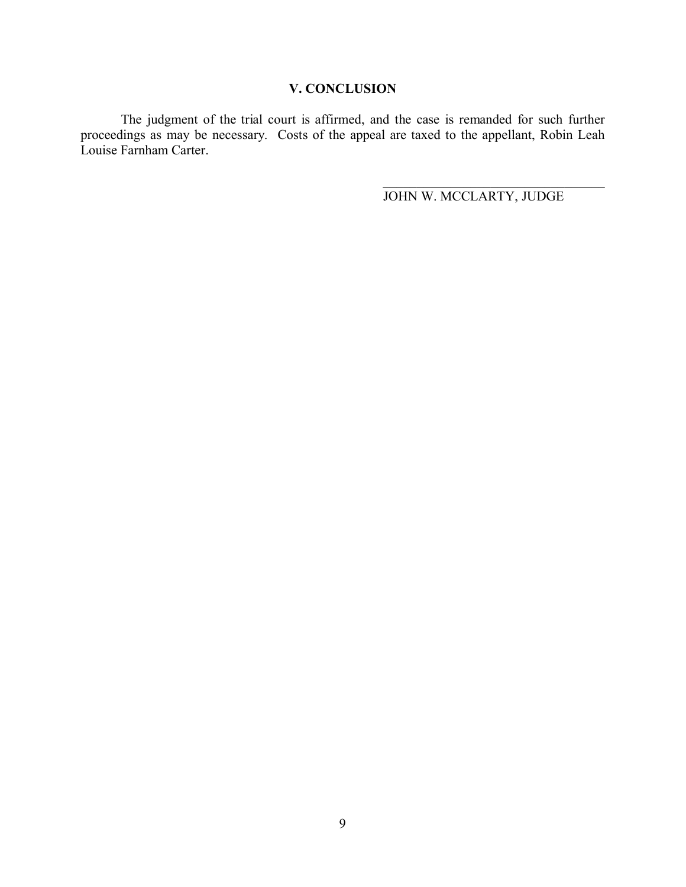## V. CONCLUSION

The judgment of the trial court is affirmed, and the case is remanded for such further proceedings as may be necessary. Costs of the appeal are taxed to the appellant, Robin Leah Louise Farnham Carter.

\_\_\_\_\_\_\_\_\_\_\_\_\_\_\_\_\_\_\_\_\_\_\_\_\_\_\_\_\_\_\_\_

JOHN W. MCCLARTY, JUDGE